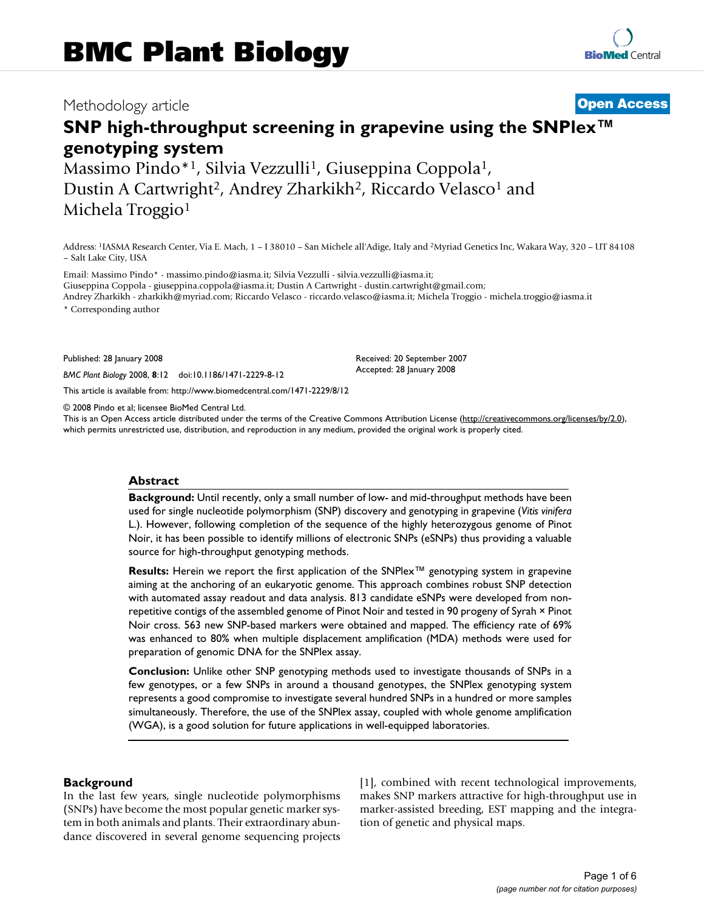# BMC Plant Biology

Methodology article

**Open Access**

## SNP high-throughput screening in grapevine using the SNPlex™ genotyping system

Massimo Pindo*[1], Silvia Vezzulli[1], Giuseppina Coppola[1], Dustin A Cartwright[2], Andrey Zharkikh[2], Riccardo Velasco[1] and Michela Troggio[1]

Address: [1]IASMA Research Center, Via E. Mach, 1 – I 38010 – San Michele all'Adige, Italy and [2]Myriad Genetics Inc, Wakara Way, 320 – UT 84108 – Salt Lake City, USA

Email: Massimo Pindo* - massimo.pindo@iasma.it; Silvia Vezzulli - silvia.vezzulli@iasma.it; Giuseppina Coppola - giuseppina.coppola@iasma.it; Dustin A Cartwright - dustin.cartwright@gmail.com; Andrey Zharkikh - zharkikh@myriad.com; Riccardo Velasco - riccardo.velasco@iasma.it; Michela Troggio - michela.troggio@iasma.it

\* Corresponding author

Published: 28 January 2008

*BMC Plant Biology* 2008, **8**:12 doi:10.1186/1471-2229-8-12

Received: 20 September 2007
Accepted: 28 January 2008

This article is available from: http://www.biomedcentral.com/1471-2229/8/12

© 2008 Pindo et al; licensee BioMed Central Ltd.
This is an Open Access article distributed under the terms of the Creative Commons Attribution License (http://creativecommons.org/licenses/by/2.0), which permits unrestricted use, distribution, and reproduction in any medium, provided the original work is properly cited.

### Abstract

**Background:** Until recently, only a small number of low- and mid-throughput methods have been used for single nucleotide polymorphism (SNP) discovery and genotyping in grapevine (*Vitis vinifera* L.). However, following completion of the sequence of the highly heterozygous genome of Pinot Noir, it has been possible to identify millions of electronic SNPs (eSNPs) thus providing a valuable source for high-throughput genotyping methods.

**Results:** Herein we report the first application of the SNPlex™ genotyping system in grapevine aiming at the anchoring of an eukaryotic genome. This approach combines robust SNP detection with automated assay readout and data analysis. 813 candidate eSNPs were developed from non-repetitive contigs of the assembled genome of Pinot Noir and tested in 90 progeny of Syrah × Pinot Noir cross. 563 new SNP-based markers were obtained and mapped. The efficiency rate of 69% was enhanced to 80% when multiple displacement amplification (MDA) methods were used for preparation of genomic DNA for the SNPlex assay.

**Conclusion:** Unlike other SNP genotyping methods used to investigate thousands of SNPs in a few genotypes, or a few SNPs in around a thousand genotypes, the SNPlex genotyping system represents a good compromise to investigate several hundred SNPs in a hundred or more samples simultaneously. Therefore, the use of the SNPlex assay, coupled with whole genome amplification (WGA), is a good solution for future applications in well-equipped laboratories.

### Background

In the last few years, single nucleotide polymorphisms (SNPs) have become the most popular genetic marker system in both animals and plants. Their extraordinary abundance discovered in several genome sequencing projects [1], combined with recent technological improvements, makes SNP markers attractive for high-throughput use in marker-assisted breeding, EST mapping and the integration of genetic and physical maps.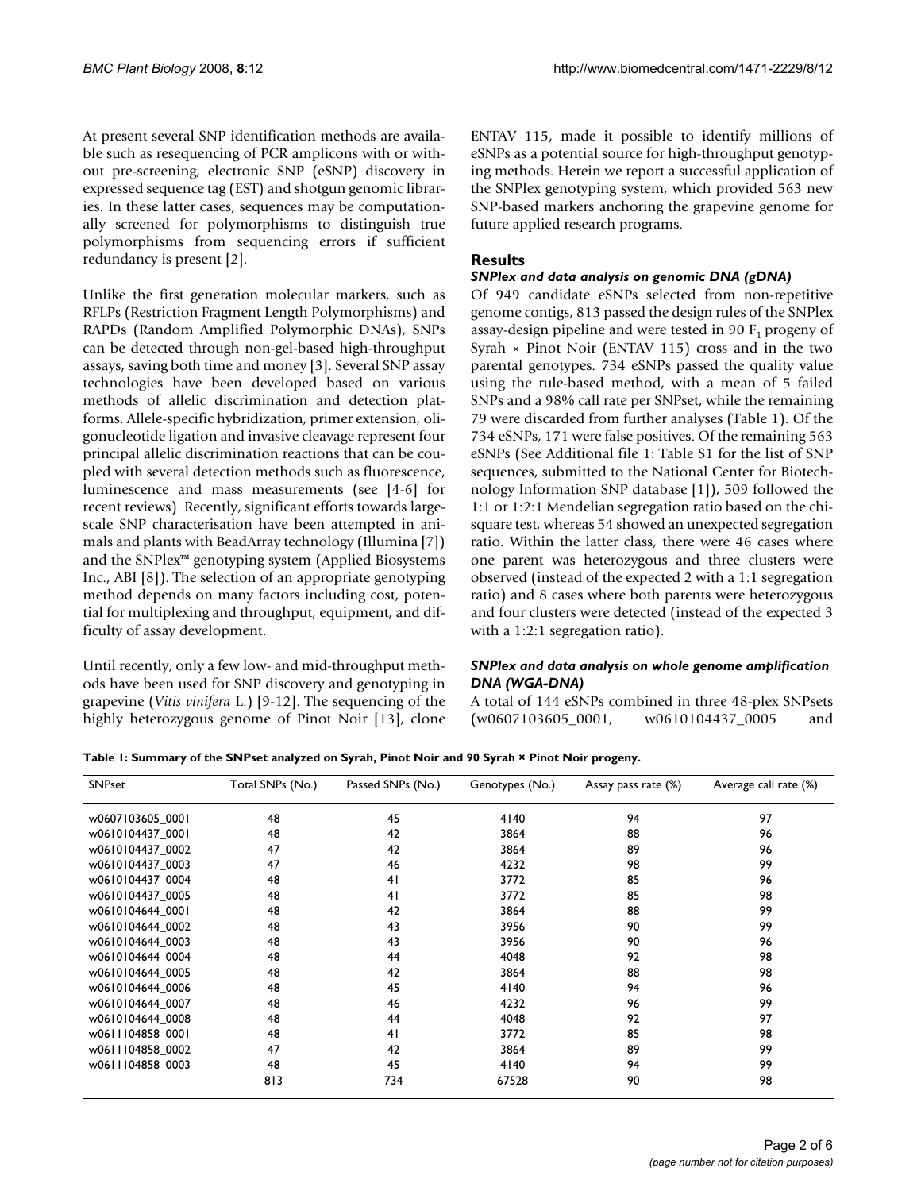At present several SNP identification methods are available such as resequencing of PCR amplicons with or without pre-screening, electronic SNP (eSNP) discovery in expressed sequence tag (EST) and shotgun genomic libraries. In these latter cases, sequences may be computationally screened for polymorphisms to distinguish true polymorphisms from sequencing errors if sufficient redundancy is present [2].

Unlike the first generation molecular markers, such as RFLPs (Restriction Fragment Length Polymorphisms) and RAPDs (Random Amplified Polymorphic DNAs), SNPs can be detected through non-gel-based high-throughput assays, saving both time and money [3]. Several SNP assay technologies have been developed based on various methods of allelic discrimination and detection platforms. Allele-specific hybridization, primer extension, oligonucleotide ligation and invasive cleavage represent four principal allelic discrimination reactions that can be coupled with several detection methods such as fluorescence, luminescence and mass measurements (see [4-6] for recent reviews). Recently, significant efforts towards large-scale SNP characterisation have been attempted in animals and plants with BeadArray technology (Illumina [7]) and the SNPlex™ genotyping system (Applied Biosystems Inc., ABI [8]). The selection of an appropriate genotyping method depends on many factors including cost, potential for multiplexing and throughput, equipment, and difficulty of assay development.

Until recently, only a few low- and mid-throughput methods have been used for SNP discovery and genotyping in grapevine (*Vitis vinifera* L.) [9-12]. The sequencing of the highly heterozygous genome of Pinot Noir [13], clone ENTAV 115, made it possible to identify millions of eSNPs as a potential source for high-throughput genotyping methods. Herein we report a successful application of the SNPlex genotyping system, which provided 563 new SNP-based markers anchoring the grapevine genome for future applied research programs.

## Results

### *SNPlex and data analysis on genomic DNA (gDNA)*

Of 949 candidate eSNPs selected from non-repetitive genome contigs, 813 passed the design rules of the SNPlex assay-design pipeline and were tested in 90 $F_1$ progeny of Syrah × Pinot Noir (ENTAV 115) cross and in the two parental genotypes. 734 eSNPs passed the quality value using the rule-based method, with a mean of 5 failed SNPs and a 98% call rate per SNPset, while the remaining 79 were discarded from further analyses (Table 1). Of the 734 eSNPs, 171 were false positives. Of the remaining 563 eSNPs (See Additional file 1: Table S1 for the list of SNP sequences, submitted to the National Center for Biotechnology Information SNP database [1]), 509 followed the 1:1 or 1:2:1 Mendelian segregation ratio based on the chi-square test, whereas 54 showed an unexpected segregation ratio. Within the latter class, there were 46 cases where one parent was heterozygous and three clusters were observed (instead of the expected 2 with a 1:1 segregation ratio) and 8 cases where both parents were heterozygous and four clusters were detected (instead of the expected 3 with a 1:2:1 segregation ratio).

### *SNPlex and data analysis on whole genome amplification DNA (WGA-DNA)*

A total of 144 eSNPs combined in three 48-plex SNPsets (w0607103605_0001, w0610104437_0005 and

**Table 1: Summary of the SNPset analyzed on Syrah, Pinot Noir and 90 Syrah × Pinot Noir progeny.**

| SNPset | Total SNPs (No.) | Passed SNPs (No.) | Genotypes (No.) | Assay pass rate (%) | Average call rate (%) |
|---|---|---|---|---|---|
| w0607103605_0001 | 48 | 45 | 4140 | 94 | 97 |
| w0610104437_0001 | 48 | 42 | 3864 | 88 | 96 |
| w0610104437_0002 | 47 | 42 | 3864 | 89 | 96 |
| w0610104437_0003 | 47 | 46 | 4232 | 98 | 99 |
| w0610104437_0004 | 48 | 41 | 3772 | 85 | 96 |
| w0610104437_0005 | 48 | 41 | 3772 | 85 | 98 |
| w0610104644_0001 | 48 | 42 | 3864 | 88 | 99 |
| w0610104644_0002 | 48 | 43 | 3956 | 90 | 99 |
| w0610104644_0003 | 48 | 43 | 3956 | 90 | 96 |
| w0610104644_0004 | 48 | 44 | 4048 | 92 | 98 |
| w0610104644_0005 | 48 | 42 | 3864 | 88 | 98 |
| w0610104644_0006 | 48 | 45 | 4140 | 94 | 96 |
| w0610104644_0007 | 48 | 46 | 4232 | 96 | 99 |
| w0610104644_0008 | 48 | 44 | 4048 | 92 | 97 |
| w0611104858_0001 | 48 | 41 | 3772 | 85 | 98 |
| w0611104858_0002 | 47 | 42 | 3864 | 89 | 99 |
| w0611104858_0003 | 48 | 45 | 4140 | 94 | 99 |
| | 813 | 734 | 67528 | 90 | 98 |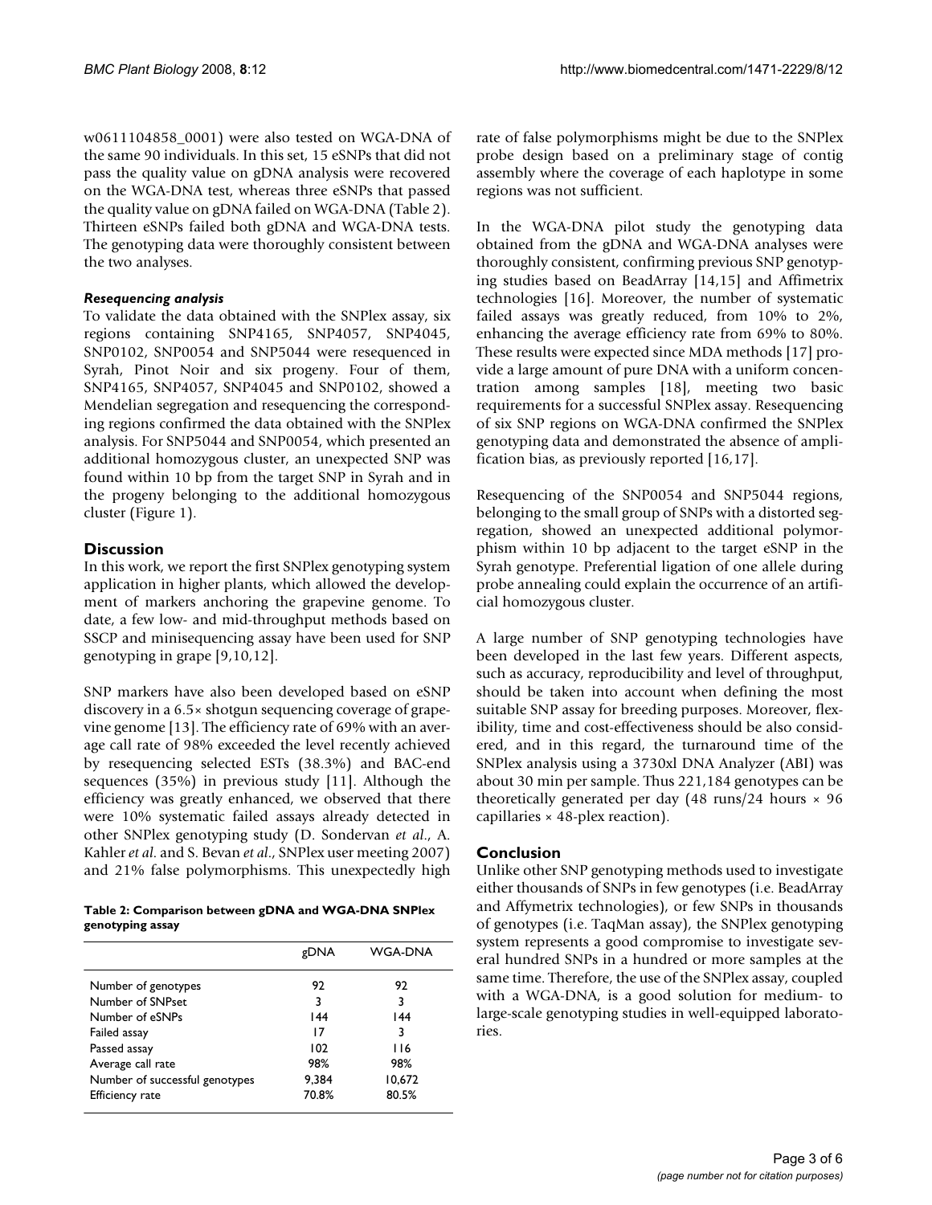w0611104858_0001) were also tested on WGA-DNA of the same 90 individuals. In this set, 15 eSNPs that did not pass the quality value on gDNA analysis were recovered on the WGA-DNA test, whereas three eSNPs that passed the quality value on gDNA failed on WGA-DNA (Table 2). Thirteen eSNPs failed both gDNA and WGA-DNA tests. The genotyping data were thoroughly consistent between the two analyses.

#### *Resequencing analysis*

To validate the data obtained with the SNPlex assay, six regions containing SNP4165, SNP4057, SNP4045, SNP0102, SNP0054 and SNP5044 were resequenced in Syrah, Pinot Noir and six progeny. Four of them, SNP4165, SNP4057, SNP4045 and SNP0102, showed a Mendelian segregation and resequencing the corresponding regions confirmed the data obtained with the SNPlex analysis. For SNP5044 and SNP0054, which presented an additional homozygous cluster, an unexpected SNP was found within 10 bp from the target SNP in Syrah and in the progeny belonging to the additional homozygous cluster (Figure 1).

## Discussion

In this work, we report the first SNPlex genotyping system application in higher plants, which allowed the development of markers anchoring the grapevine genome. To date, a few low- and mid-throughput methods based on SSCP and minisequencing assay have been used for SNP genotyping in grape [9,10,12].

SNP markers have also been developed based on eSNP discovery in a 6.5× shotgun sequencing coverage of grapevine genome [13]. The efficiency rate of 69% with an average call rate of 98% exceeded the level recently achieved by resequencing selected ESTs (38.3%) and BAC-end sequences (35%) in previous study [11]. Although the efficiency was greatly enhanced, we observed that there were 10% systematic failed assays already detected in other SNPlex genotyping study (D. Sondervan *et al*., A. Kahler *et al*. and S. Bevan *et al*., SNPlex user meeting 2007) and 21% false polymorphisms. This unexpectedly high rate of false polymorphisms might be due to the SNPlex probe design based on a preliminary stage of contig assembly where the coverage of each haplotype in some regions was not sufficient.

**Table 2: Comparison between gDNA and WGA-DNA SNPlex genotyping assay**

| | gDNA | WGA-DNA |
|---|---|---|
| Number of genotypes | 92 | 92 |
| Number of SNPset | 3 | 3 |
| Number of eSNPs | 144 | 144 |
| Failed assay | 17 | 3 |
| Passed assay | 102 | 116 |
| Average call rate | 98% | 98% |
| Number of successful genotypes | 9,384 | 10,672 |
| Efficiency rate | 70.8% | 80.5% |

In the WGA-DNA pilot study the genotyping data obtained from the gDNA and WGA-DNA analyses were thoroughly consistent, confirming previous SNP genotyping studies based on BeadArray [14,15] and Affimetrix technologies [16]. Moreover, the number of systematic failed assays was greatly reduced, from 10% to 2%, enhancing the average efficiency rate from 69% to 80%. These results were expected since MDA methods [17] provide a large amount of pure DNA with a uniform concentration among samples [18], meeting two basic requirements for a successful SNPlex assay. Resequencing of six SNP regions on WGA-DNA confirmed the SNPlex genotyping data and demonstrated the absence of amplification bias, as previously reported [16,17].

Resequencing of the SNP0054 and SNP5044 regions, belonging to the small group of SNPs with a distorted segregation, showed an unexpected additional polymorphism within 10 bp adjacent to the target eSNP in the Syrah genotype. Preferential ligation of one allele during probe annealing could explain the occurrence of an artificial homozygous cluster.

A large number of SNP genotyping technologies have been developed in the last few years. Different aspects, such as accuracy, reproducibility and level of throughput, should be taken into account when defining the most suitable SNP assay for breeding purposes. Moreover, flexibility, time and cost-effectiveness should be also considered, and in this regard, the turnaround time of the SNPlex analysis using a 3730xl DNA Analyzer (ABI) was about 30 min per sample. Thus 221,184 genotypes can be theoretically generated per day (48 runs/24 hours × 96 capillaries × 48-plex reaction).

## Conclusion

Unlike other SNP genotyping methods used to investigate either thousands of SNPs in few genotypes (i.e. BeadArray and Affymetrix technologies), or few SNPs in thousands of genotypes (i.e. TaqMan assay), the SNPlex genotyping system represents a good compromise to investigate several hundred SNPs in a hundred or more samples at the same time. Therefore, the use of the SNPlex assay, coupled with a WGA-DNA, is a good solution for medium- to large-scale genotyping studies in well-equipped laboratories.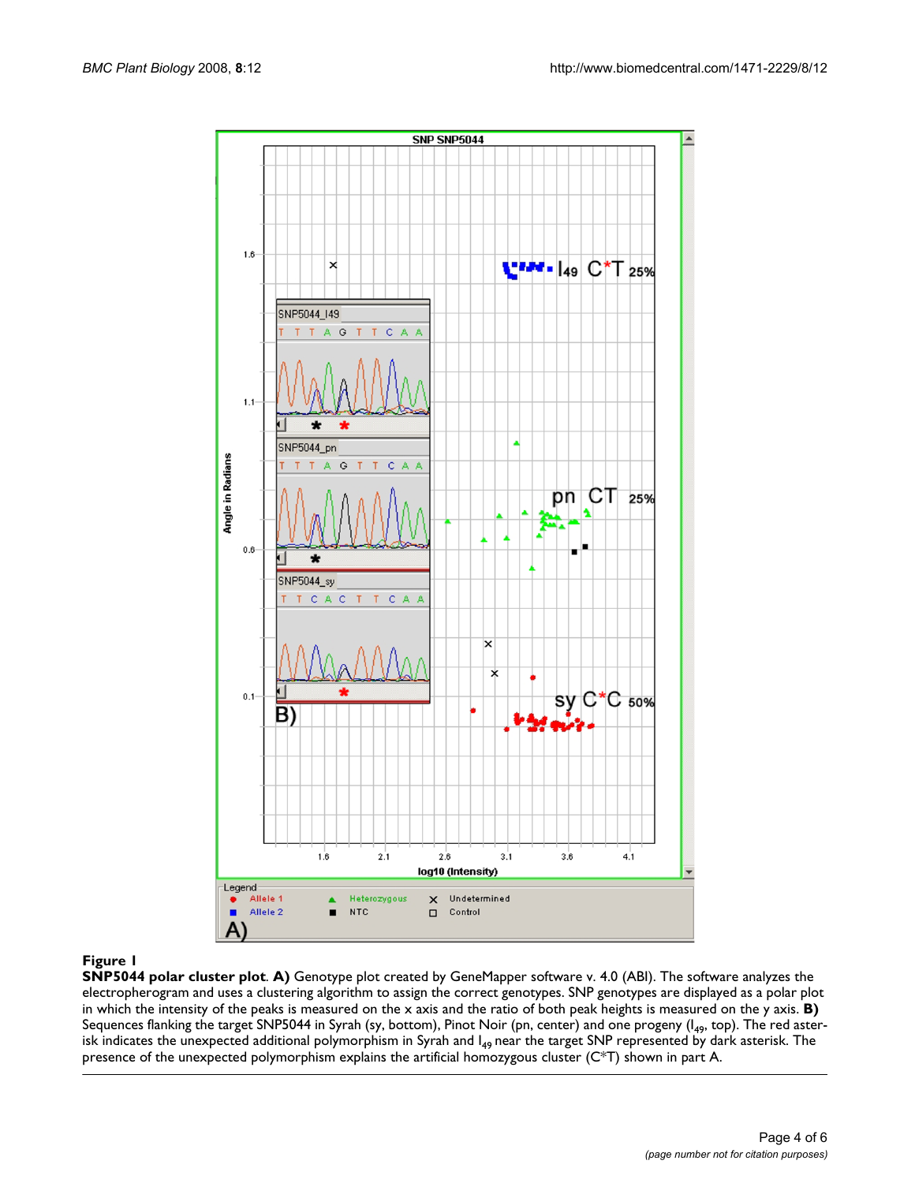**Figure 1**

**SNP5044 polar cluster plot**. **A)** Genotype plot created by GeneMapper software v. 4.0 (ABI). The software analyzes the electropherogram and uses a clustering algorithm to assign the correct genotypes. SNP genotypes are displayed as a polar plot in which the intensity of the peaks is measured on the x axis and the ratio of both peak heights is measured on the y axis. **B)** Sequences flanking the target SNP5044 in Syrah (sy, bottom), Pinot Noir (pn, center) and one progeny ($I_{49}$, top). The red asterisk indicates the unexpected additional polymorphism in Syrah and $I_{49}$ near the target SNP represented by dark asterisk. The presence of the unexpected polymorphism explains the artificial homozygous cluster (C*T) shown in part A.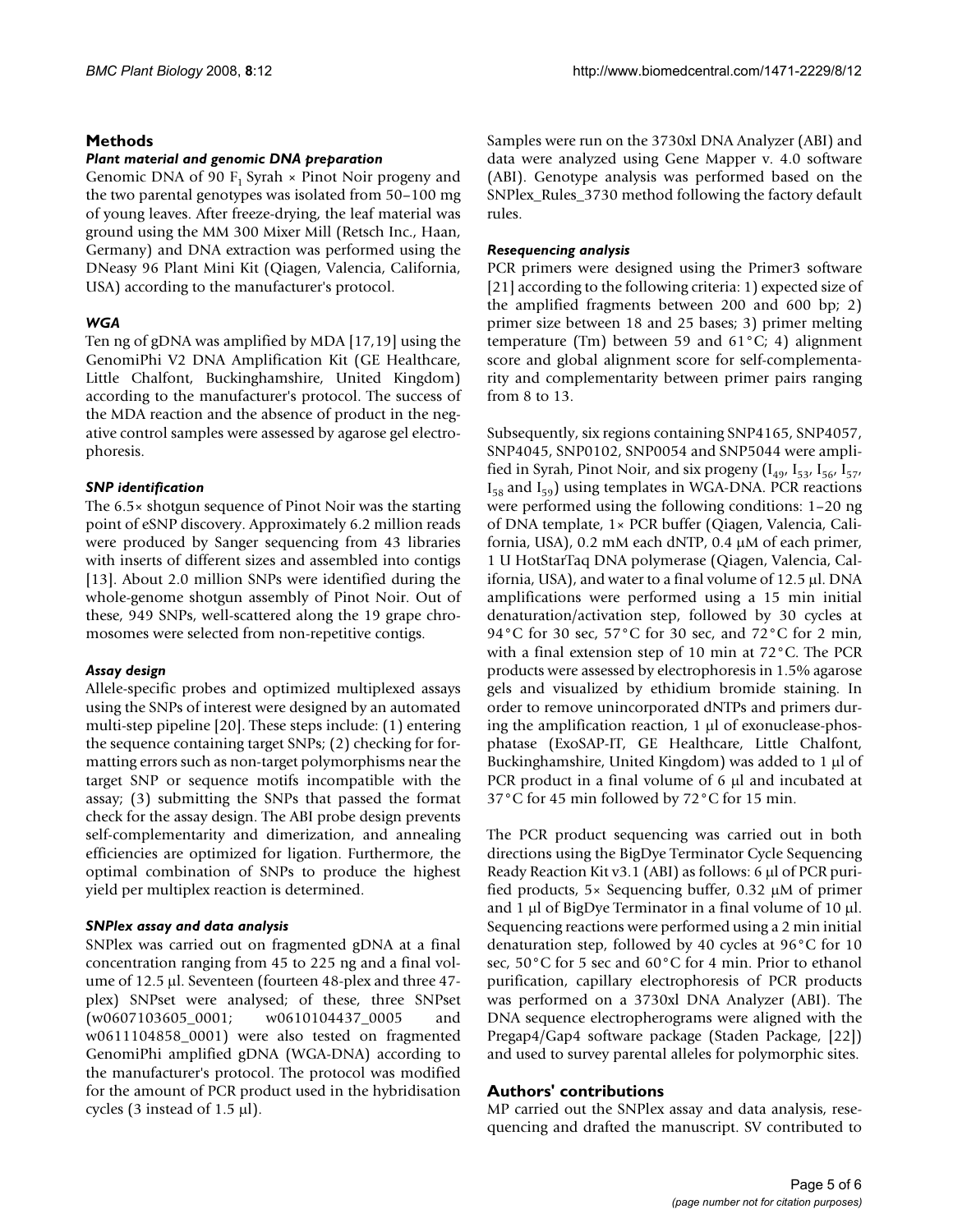## Methods

### *Plant material and genomic DNA preparation*

Genomic DNA of 90 $F_1$ Syrah × Pinot Noir progeny and the two parental genotypes was isolated from 50–100 mg of young leaves. After freeze-drying, the leaf material was ground using the MM 300 Mixer Mill (Retsch Inc., Haan, Germany) and DNA extraction was performed using the DNeasy 96 Plant Mini Kit (Qiagen, Valencia, California, USA) according to the manufacturer's protocol.

### *WGA*

Ten ng of gDNA was amplified by MDA [17,19] using the GenomiPhi V2 DNA Amplification Kit (GE Healthcare, Little Chalfont, Buckinghamshire, United Kingdom) according to the manufacturer's protocol. The success of the MDA reaction and the absence of product in the negative control samples were assessed by agarose gel electrophoresis.

### *SNP identification*

The 6.5× shotgun sequence of Pinot Noir was the starting point of eSNP discovery. Approximately 6.2 million reads were produced by Sanger sequencing from 43 libraries with inserts of different sizes and assembled into contigs [13]. About 2.0 million SNPs were identified during the whole-genome shotgun assembly of Pinot Noir. Out of these, 949 SNPs, well-scattered along the 19 grape chromosomes were selected from non-repetitive contigs.

### *Assay design*

Allele-specific probes and optimized multiplexed assays using the SNPs of interest were designed by an automated multi-step pipeline [20]. These steps include: (1) entering the sequence containing target SNPs; (2) checking for formatting errors such as non-target polymorphisms near the target SNP or sequence motifs incompatible with the assay; (3) submitting the SNPs that passed the format check for the assay design. The ABI probe design prevents self-complementarity and dimerization, and annealing efficiencies are optimized for ligation. Furthermore, the optimal combination of SNPs to produce the highest yield per multiplex reaction is determined.

### *SNPlex assay and data analysis*

SNPlex was carried out on fragmented gDNA at a final concentration ranging from 45 to 225 ng and a final volume of 12.5 μl. Seventeen (fourteen 48-plex and three 47-plex) SNPset were analysed; of these, three SNPset (w0607103605_0001; w0610104437_0005 and w0611104858_0001) were also tested on fragmented GenomiPhi amplified gDNA (WGA-DNA) according to the manufacturer's protocol. The protocol was modified for the amount of PCR product used in the hybridisation cycles (3 instead of 1.5 μl).

Samples were run on the 3730xl DNA Analyzer (ABI) and data were analyzed using Gene Mapper v. 4.0 software (ABI). Genotype analysis was performed based on the SNPlex_Rules_3730 method following the factory default rules.

### *Resequencing analysis*

PCR primers were designed using the Primer3 software [21] according to the following criteria: 1) expected size of the amplified fragments between 200 and 600 bp; 2) primer size between 18 and 25 bases; 3) primer melting temperature (Tm) between 59 and 61°C; 4) alignment score and global alignment score for self-complementarity and complementarity between primer pairs ranging from 8 to 13.

Subsequently, six regions containing SNP4165, SNP4057, SNP4045, SNP0102, SNP0054 and SNP5044 were amplified in Syrah, Pinot Noir, and six progeny ($I_{49}$, $I_{53}$, $I_{56}$, $I_{57}$, $I_{58}$ and $I_{59}$) using templates in WGA-DNA. PCR reactions were performed using the following conditions: 1–20 ng of DNA template, 1× PCR buffer (Qiagen, Valencia, California, USA), 0.2 mM each dNTP, 0.4 μM of each primer, 1 U HotStarTaq DNA polymerase (Qiagen, Valencia, California, USA), and water to a final volume of 12.5 μl. DNA amplifications were performed using a 15 min initial denaturation/activation step, followed by 30 cycles at 94°C for 30 sec, 57°C for 30 sec, and 72°C for 2 min, with a final extension step of 10 min at 72°C. The PCR products were assessed by electrophoresis in 1.5% agarose gels and visualized by ethidium bromide staining. In order to remove unincorporated dNTPs and primers during the amplification reaction, 1 μl of exonuclease-phosphatase (ExoSAP-IT, GE Healthcare, Little Chalfont, Buckinghamshire, United Kingdom) was added to 1 μl of PCR product in a final volume of 6 μl and incubated at 37°C for 45 min followed by 72°C for 15 min.

The PCR product sequencing was carried out in both directions using the BigDye Terminator Cycle Sequencing Ready Reaction Kit v3.1 (ABI) as follows: 6 μl of PCR purified products, 5× Sequencing buffer, 0.32 μM of primer and 1 μl of BigDye Terminator in a final volume of 10 μl. Sequencing reactions were performed using a 2 min initial denaturation step, followed by 40 cycles at 96°C for 10 sec, 50°C for 5 sec and 60°C for 4 min. Prior to ethanol purification, capillary electrophoresis of PCR products was performed on a 3730xl DNA Analyzer (ABI). The DNA sequence electropherograms were aligned with the Pregap4/Gap4 software package (Staden Package, [22]) and used to survey parental alleles for polymorphic sites.

## Authors' contributions

MP carried out the SNPlex assay and data analysis, resequencing and drafted the manuscript. SV contributed to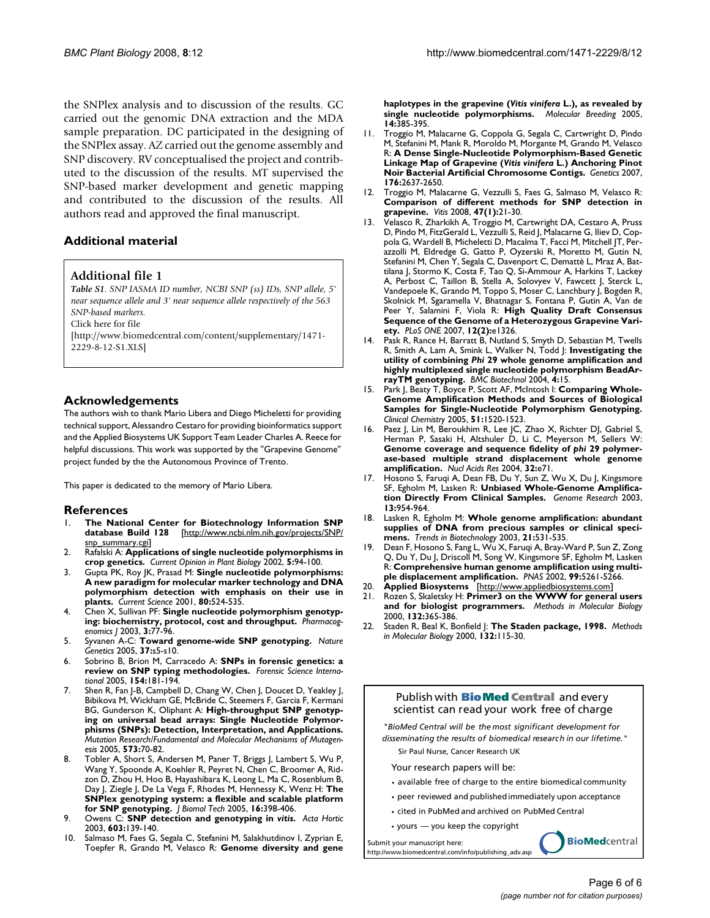the SNPlex analysis and to discussion of the results. GC carried out the genomic DNA extraction and the MDA sample preparation. DC participated in the designing of the SNPlex assay. AZ carried out the genome assembly and SNP discovery. RV conceptualised the project and contributed to the discussion of the results. MT supervised the SNP-based marker development and genetic mapping and contributed to the discussion of the results. All authors read and approved the final manuscript.

## Additional material

### Additional file 1

*Table S1. SNP IASMA ID number, NCBI SNP (ss) IDs, SNP allele, 5' near sequence allele and 3' near sequence allele respectively of the 563 SNP-based markers.*
Click here for file
[http://www.biomedcentral.com/content/supplementary/1471-2229-8-12-S1.XLS]

## Acknowledgements

The authors wish to thank Mario Libera and Diego Micheletti for providing technical support, Alessandro Cestaro for providing bioinformatics support and the Applied Biosystems UK Support Team Leader Charles A. Reece for helpful discussions. This work was supported by the "Grapevine Genome" project funded by the the Autonomous Province of Trento.

This paper is dedicated to the memory of Mario Libera.

## References

1. **The National Center for Biotechnology Information SNP database Build 128** [http://www.ncbi.nlm.nih.gov/projects/SNP/snp_summary.cgi]
2. Rafalski A: **Applications of single nucleotide polymorphisms in crop genetics.** *Current Opinion in Plant Biology* 2002, **5:**94-100.
3. Gupta PK, Roy JK, Prasad M: **Single nucleotide polymorphisms: A new paradigm for molecular marker technology and DNA polymorphism detection with emphasis on their use in plants.** *Current Science* 2001, **80:**524-535.
4. Chen X, Sullivan PF: **Single nucleotide polymorphism genotyping: biochemistry, protocol, cost and throughput.** *Pharmacogenomics J* 2003, **3:**77-96.
5. Syvanen A-C: **Toward genome-wide SNP genotyping.** *Nature Genetics* 2005, **37:**s5-s10.
6. Sobrino B, Brion M, Carracedo A: **SNPs in forensic genetics: a review on SNP typing methodologies.** *Forensic Science International* 2005, **154:**181-194.
7. Shen R, Fan J-B, Campbell D, Chang W, Chen J, Doucet D, Yeakley J, Bibikova M, Wickham GE, McBride C, Steemers F, Garcia F, Kermani BG, Gunderson K, Oliphant A: **High-throughput SNP genotyping on universal bead arrays: Single Nucleotide Polymorphisms (SNPs): Detection, Interpretation, and Applications.** *Mutation Research/Fundamental and Molecular Mechanisms of Mutagenesis* 2005, **573:**70-82.
8. Tobler A, Short S, Andersen M, Paner T, Briggs J, Lambert S, Wu P, Wang Y, Spoonde A, Koehler R, Peyret N, Chen C, Broomer A, Ridzon D, Zhou H, Hoo B, Hayashibara K, Leong L, Ma C, Rosenblum B, Day J, Ziegle J, De La Vega F, Rhodes M, Hennessy K, Wenz H: **The SNPlex genotyping system: a flexible and scalable platform for SNP genotyping.** *J Biomol Tech* 2005, **16:**398-406.
9. Owens C: **SNP detection and genotyping in *vitis*.** *Acta Hortic* 2003, **603:**139-140.
10. Salmaso M, Faes G, Segala C, Stefanini M, Salakhutdinov I, Zyprian E, Toepfer R, Grando M, Velasco R: **Genome diversity and gene haplotypes in the grapevine (*Vitis vinifera* L.), as revealed by single nucleotide polymorphisms.** *Molecular Breeding* 2005, **14:**385-395.
11. Troggio M, Malacarne G, Coppola G, Segala C, Cartwright D, Pindo M, Stefanini M, Mank R, Moroldo M, Morgante M, Grando M, Velasco R: **A Dense Single-Nucleotide Polymorphism-Based Genetic Linkage Map of Grapevine (*Vitis vinifera* L.) Anchoring Pinot Noir Bacterial Artificial Chromosome Contigs.** *Genetics* 2007, **176:**2637-2650.
12. Troggio M, Malacarne G, Vezzulli S, Faes G, Salmaso M, Velasco R: **Comparison of different methods for SNP detection in grapevine.** *Vitis* 2008, **47(1):**21-30.
13. Velasco R, Zharkikh A, Troggio M, Cartwright DA, Cestaro A, Pruss D, Pindo M, FitzGerald L, Vezzulli S, Reid J, Malacarne G, Iliev D, Coppola G, Wardell B, Micheletti D, Macalma T, Facci M, Mitchell JT, Perazzolli M, Eldredge G, Gatto P, Oyzerski R, Moretto M, Gutin N, Stefanini M, Chen Y, Segala C, Davenport C, Demattè L, Mraz A, Battilana J, Stormo K, Costa F, Tao Q, Si-Ammour A, Harkins T, Lackey A, Perbost C, Taillon B, Stella A, Solovyev V, Fawcett J, Sterck L, Vandepoele K, Grando M, Toppo S, Moser C, Lanchbury J, Bogden R, Skolnick M, Sgaramella V, Bhatnagar S, Fontana P, Gutin A, Van de Peer Y, Salamini F, Viola R: **High Quality Draft Consensus Sequence of the Genome of a Heterozygous Grapevine Variety.** *PLoS ONE* 2007, **12(2):**e1326.
14. Pask R, Rance H, Barratt B, Nutland S, Smyth D, Sebastian M, Twells R, Smith A, Lam A, Smink L, Walker N, Todd J: **Investigating the utility of combining *Phi* 29 whole genome amplification and highly multiplexed single nucleotide polymorphism BeadArrayTM genotyping.** *BMC Biotechnol* 2004, **4:**15.
15. Park J, Beaty T, Boyce P, Scott AF, McIntosh I: **Comparing Whole-Genome Amplification Methods and Sources of Biological Samples for Single-Nucleotide Polymorphism Genotyping.** *Clinical Chemistry* 2005, **51:**1520-1523.
16. Paez J, Lin M, Beroukhim R, Lee JC, Zhao X, Richter DJ, Gabriel S, Herman P, Sasaki H, Altshuler D, Li C, Meyerson M, Sellers W: **Genome coverage and sequence fidelity of *phi* 29 polymerase-based multiple strand displacement whole genome amplification.** *Nucl Acids Res* 2004, **32:**e71.
17. Hosono S, Faruqi A, Dean FB, Du Y, Sun Z, Wu X, Du J, Kingsmore SF, Egholm M, Lasken R: **Unbiased Whole-Genome Amplification Directly From Clinical Samples.** *Genome Research* 2003, **13:**954-964.
18. Lasken R, Egholm M: **Whole genome amplification: abundant supplies of DNA from precious samples or clinical specimens.** *Trends in Biotechnology* 2003, **21:**531-535.
19. Dean F, Hosono S, Fang L, Wu X, Faruqi A, Bray-Ward P, Sun Z, Zong Q, Du Y, Du J, Driscoll M, Song W, Kingsmore SF, Egholm M, Lasken R: **Comprehensive human genome amplification using multiple displacement amplification.** *PNAS* 2002, **99:**5261-5266.
20. **Applied Biosystems** [http://www.appliedbiosystems.com]
21. Rozen S, Skaletsky H: **Primer3 on the WWW for general users and for biologist programmers.** *Methods in Molecular Biology* 2000, **132:**365-386.
22. Staden R, Beal K, Bonfield J: **The Staden package, 1998.** *Methods in Molecular Biology* 2000, **132:**115-30.

Publish with **BioMed Central** and every scientist can read your work free of charge

*"BioMed Central will be the most significant development for disseminating the results of biomedical research in our lifetime."*
Sir Paul Nurse, Cancer Research UK

Your research papers will be:

- available free of charge to the entire biomedical community
- peer reviewed and published immediately upon acceptance
- cited in PubMed and archived on PubMed Central
- yours — you keep the copyright

Submit your manuscript here:
http://www.biomedcentral.com/info/publishing_adv.asp

BioMedcentral